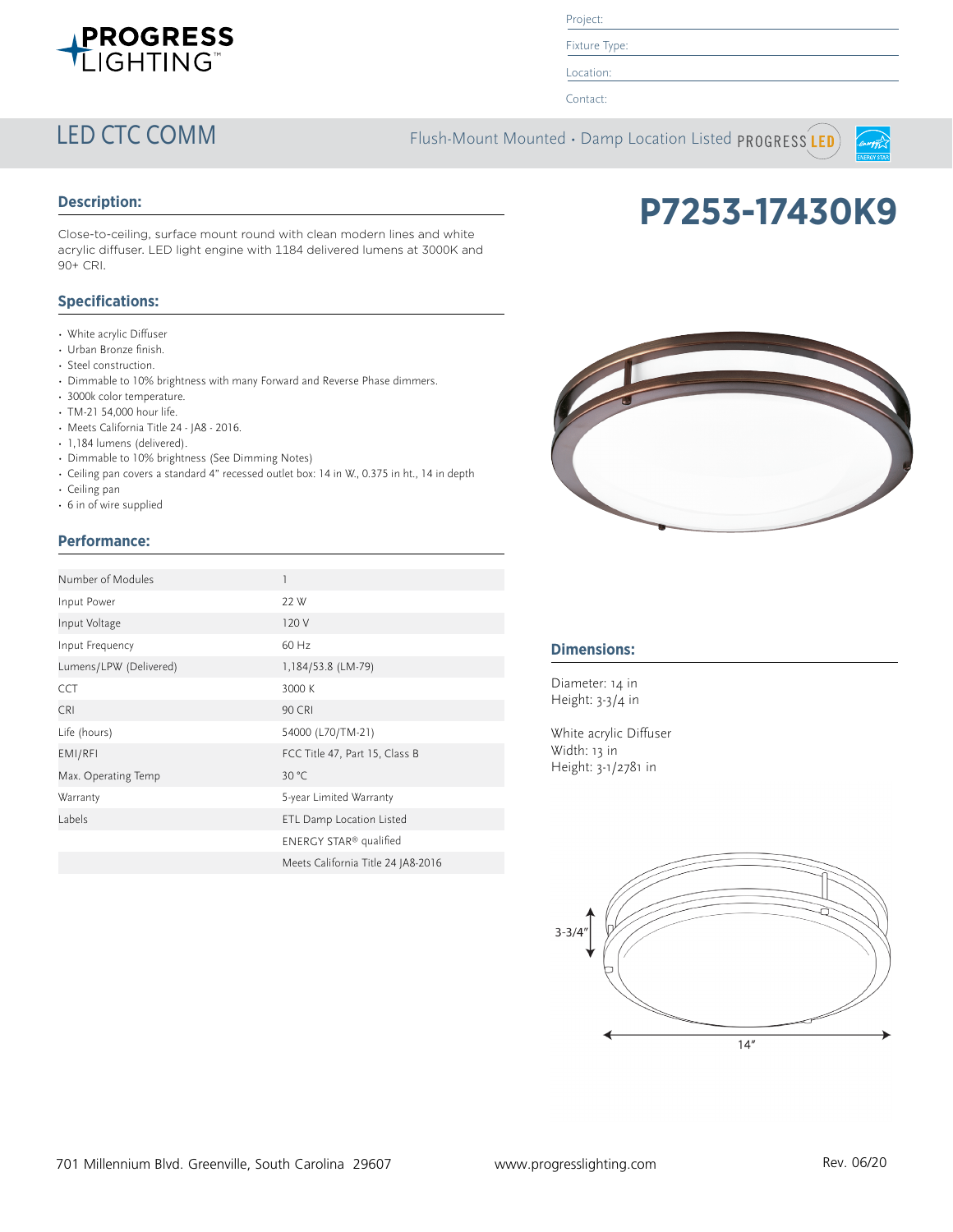Project:

Fixture Type:

Location:

Contact:

# LED CTC COMM

Flush-Mount Mounted • Damp Location Listed

# P7253-17430K9

## Description:

Close-to-ceiling, surface mount round with clean modern lines and white acrylic diffuser. LED light engine with 1184 delivered lumens at 3000K and 90+ CRI.

## Specifications:

- White acrylic Diffuser
- Urban Bronze finish.
- Steel construction.
- Dimmable to 10% brightness with many Forward and Reverse Phase dimmers.
- 3000k color temperature.
- TM-21 54,000 hour life.
- Meets California Title 24 - JA8 - 2016.
- 1,184 lumens (delivered).
- Dimmable to 10% brightness (See Dimming Notes)
- Ceiling pan covers a standard 4" recessed outlet box: 14 in W., 0.375 in ht., 14 in depth
- Ceiling pan
- 6 in of wire supplied

## Performance:

| | |
|---|---|
| Number of Modules | 1 |
| Input Power | 22 W |
| Input Voltage | 120 V |
| Input Frequency | 60 Hz |
| Lumens/LPW (Delivered) | 1,184/53.8 (LM-79) |
| CCT | 3000 K |
| CRI | 90 CRI |
| Life (hours) | 54000 (L70/TM-21) |
| EMI/RFI | FCC Title 47, Part 15, Class B |
| Max. Operating Temp | 30 °C |
| Warranty | 5-year Limited Warranty |
| Labels | ETL Damp Location Listed |
| | ENERGY STAR® qualified |
| | Meets California Title 24 JA8-2016 |

## Dimensions:

Diameter: 14 in
Height: 3-3/4 in

White acrylic Diffuser
Width: 13 in
Height: 3-1/2781 in

3-3/4"

14"

701 Millennium Blvd. Greenville, South Carolina 29607 www.progresslighting.com Rev. 06/20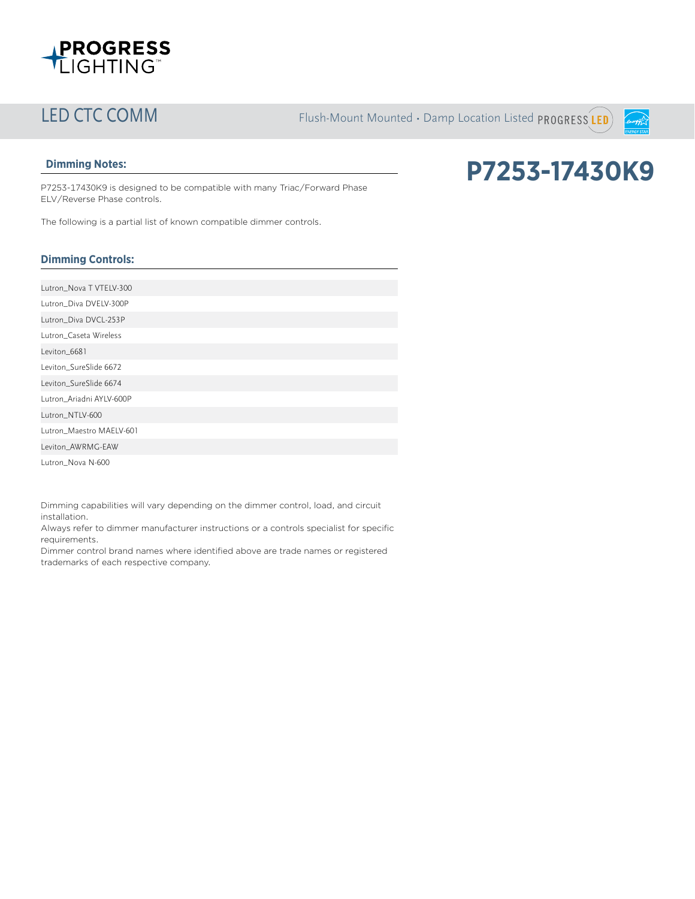# LED CTC COMM

Flush-Mount Mounted • Damp Location Listed PROGRESS LED

# P7253-17430K9

## Dimming Notes:

P7253-17430K9 is designed to be compatible with many Triac/Forward Phase ELV/Reverse Phase controls.

The following is a partial list of known compatible dimmer controls.

## Dimming Controls:

| |
|---|
| Lutron_Nova T VTELV-300 |
| Lutron_Diva DVELV-300P |
| Lutron_Diva DVCL-253P |
| Lutron_Caseta Wireless |
| Leviton_6681 |
| Leviton_SureSlide 6672 |
| Leviton_SureSlide 6674 |
| Lutron_Ariadni AYLV-600P |
| Lutron_NTLV-600 |
| Lutron_Maestro MAELV-601 |
| Leviton_AWRMG-EAW |
| Lutron_Nova N-600 |

Dimming capabilities will vary depending on the dimmer control, load, and circuit installation.
Always refer to dimmer manufacturer instructions or a controls specialist for specific requirements.
Dimmer control brand names where identified above are trade names or registered trademarks of each respective company.